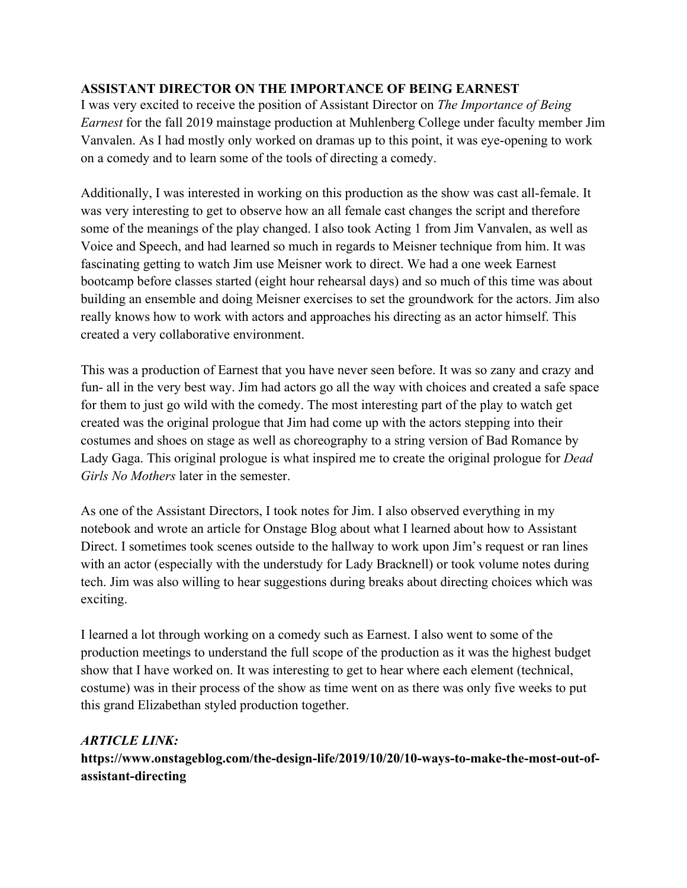**ASSISTANT DIRECTOR ON THE IMPORTANCE OF BEING EARNEST**

I was very excited to receive the position of Assistant Director on *The Importance of Being Earnest* for the fall 2019 mainstage production at Muhlenberg College under faculty member Jim Vanvalen. As I had mostly only worked on dramas up to this point, it was eye-opening to work on a comedy and to learn some of the tools of directing a comedy.

Additionally, I was interested in working on this production as the show was cast all-female. It was very interesting to get to observe how an all female cast changes the script and therefore some of the meanings of the play changed. I also took Acting 1 from Jim Vanvalen, as well as Voice and Speech, and had learned so much in regards to Meisner technique from him. It was fascinating getting to watch Jim use Meisner work to direct. We had a one week Earnest bootcamp before classes started (eight hour rehearsal days) and so much of this time was about building an ensemble and doing Meisner exercises to set the groundwork for the actors. Jim also really knows how to work with actors and approaches his directing as an actor himself. This created a very collaborative environment.

This was a production of Earnest that you have never seen before. It was so zany and crazy and fun- all in the very best way. Jim had actors go all the way with choices and created a safe space for them to just go wild with the comedy. The most interesting part of the play to watch get created was the original prologue that Jim had come up with the actors stepping into their costumes and shoes on stage as well as choreography to a string version of Bad Romance by Lady Gaga. This original prologue is what inspired me to create the original prologue for *Dead Girls No Mothers* later in the semester.

As one of the Assistant Directors, I took notes for Jim. I also observed everything in my notebook and wrote an article for Onstage Blog about what I learned about how to Assistant Direct. I sometimes took scenes outside to the hallway to work upon Jim's request or ran lines with an actor (especially with the understudy for Lady Bracknell) or took volume notes during tech. Jim was also willing to hear suggestions during breaks about directing choices which was exciting.

I learned a lot through working on a comedy such as Earnest. I also went to some of the production meetings to understand the full scope of the production as it was the highest budget show that I have worked on. It was interesting to get to hear where each element (technical, costume) was in their process of the show as time went on as there was only five weeks to put this grand Elizabethan styled production together.

***ARTICLE LINK:***

**https://www.onstageblog.com/the-design-life/2019/10/20/10-ways-to-make-the-most-out-of-assistant-directing**